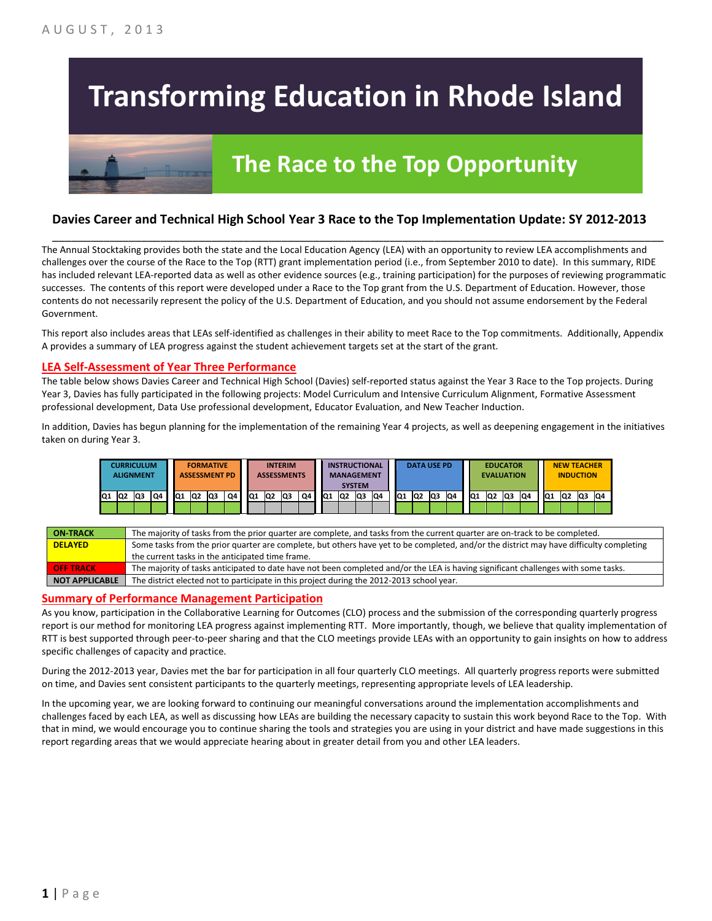AUGUST, 2013

# Transforming Education in Rhode Island

## The Race to the Top Opportunity

### Davies Career and Technical High School Year 3 Race to the Top Implementation Update: SY 2012-2013

The Annual Stocktaking provides both the state and the Local Education Agency (LEA) with an opportunity to review LEA accomplishments and challenges over the course of the Race to the Top (RTT) grant implementation period (i.e., from September 2010 to date). In this summary, RIDE has included relevant LEA-reported data as well as other evidence sources (e.g., training participation) for the purposes of reviewing programmatic successes. The contents of this report were developed under a Race to the Top grant from the U.S. Department of Education. However, those contents do not necessarily represent the policy of the U.S. Department of Education, and you should not assume endorsement by the Federal Government.

This report also includes areas that LEAs self-identified as challenges in their ability to meet Race to the Top commitments. Additionally, Appendix A provides a summary of LEA progress against the student achievement targets set at the start of the grant.

## LEA Self-Assessment of Year Three Performance

The table below shows Davies Career and Technical High School (Davies) self-reported status against the Year 3 Race to the Top projects. During Year 3, Davies has fully participated in the following projects: Model Curriculum and Intensive Curriculum Alignment, Formative Assessment professional development, Data Use professional development, Educator Evaluation, and New Teacher Induction.

In addition, Davies has begun planning for the implementation of the remaining Year 4 projects, as well as deepening engagement in the initiatives taken on during Year 3.

| CURRICULUM ALIGNMENT | | | | FORMATIVE ASSESSMENT PD | | | | INTERIM ASSESSMENTS | | | | INSTRUCTIONAL MANAGEMENT SYSTEM | | | | DATA USE PD | | | | EDUCATOR EVALUATION | | | | NEW TEACHER INDUCTION | | | |
|---|---|---|---|---|---|---|---|---|---|---|---|---|---|---|---|---|---|---|---|---|---|---|---|---|---|---|---|
| Q1 | Q2 | Q3 | Q4 | Q1 | Q2 | Q3 | Q4 | Q1 | Q2 | Q3 | Q4 | Q1 | Q2 | Q3 | Q4 | Q1 | Q2 | Q3 | Q4 | Q1 | Q2 | Q3 | Q4 | Q1 | Q2 | Q3 | Q4 |
| ON-TRACK | ON-TRACK | ON-TRACK | ON-TRACK | ON-TRACK | ON-TRACK | ON-TRACK | ON-TRACK | NOT APPLICABLE | NOT APPLICABLE | NOT APPLICABLE | NOT APPLICABLE | NOT APPLICABLE | NOT APPLICABLE | NOT APPLICABLE | NOT APPLICABLE | ON-TRACK | ON-TRACK | ON-TRACK | ON-TRACK | ON-TRACK | ON-TRACK | ON-TRACK | ON-TRACK | ON-TRACK | ON-TRACK | ON-TRACK | ON-TRACK |

| Status | Description |
|---|---|
| ON-TRACK | The majority of tasks from the prior quarter are complete, and tasks from the current quarter are on-track to be completed. |
| DELAYED | Some tasks from the prior quarter are complete, but others have yet to be completed, and/or the district may have difficulty completing the current tasks in the anticipated time frame. |
| OFF TRACK | The majority of tasks anticipated to date have not been completed and/or the LEA is having significant challenges with some tasks. |
| NOT APPLICABLE | The district elected not to participate in this project during the 2012-2013 school year. |

## Summary of Performance Management Participation

As you know, participation in the Collaborative Learning for Outcomes (CLO) process and the submission of the corresponding quarterly progress report is our method for monitoring LEA progress against implementing RTT. More importantly, though, we believe that quality implementation of RTT is best supported through peer-to-peer sharing and that the CLO meetings provide LEAs with an opportunity to gain insights on how to address specific challenges of capacity and practice.

During the 2012-2013 year, Davies met the bar for participation in all four quarterly CLO meetings. All quarterly progress reports were submitted on time, and Davies sent consistent participants to the quarterly meetings, representing appropriate levels of LEA leadership.

In the upcoming year, we are looking forward to continuing our meaningful conversations around the implementation accomplishments and challenges faced by each LEA, as well as discussing how LEAs are building the necessary capacity to sustain this work beyond Race to the Top. With that in mind, we would encourage you to continue sharing the tools and strategies you are using in your district and have made suggestions in this report regarding areas that we would appreciate hearing about in greater detail from you and other LEA leaders.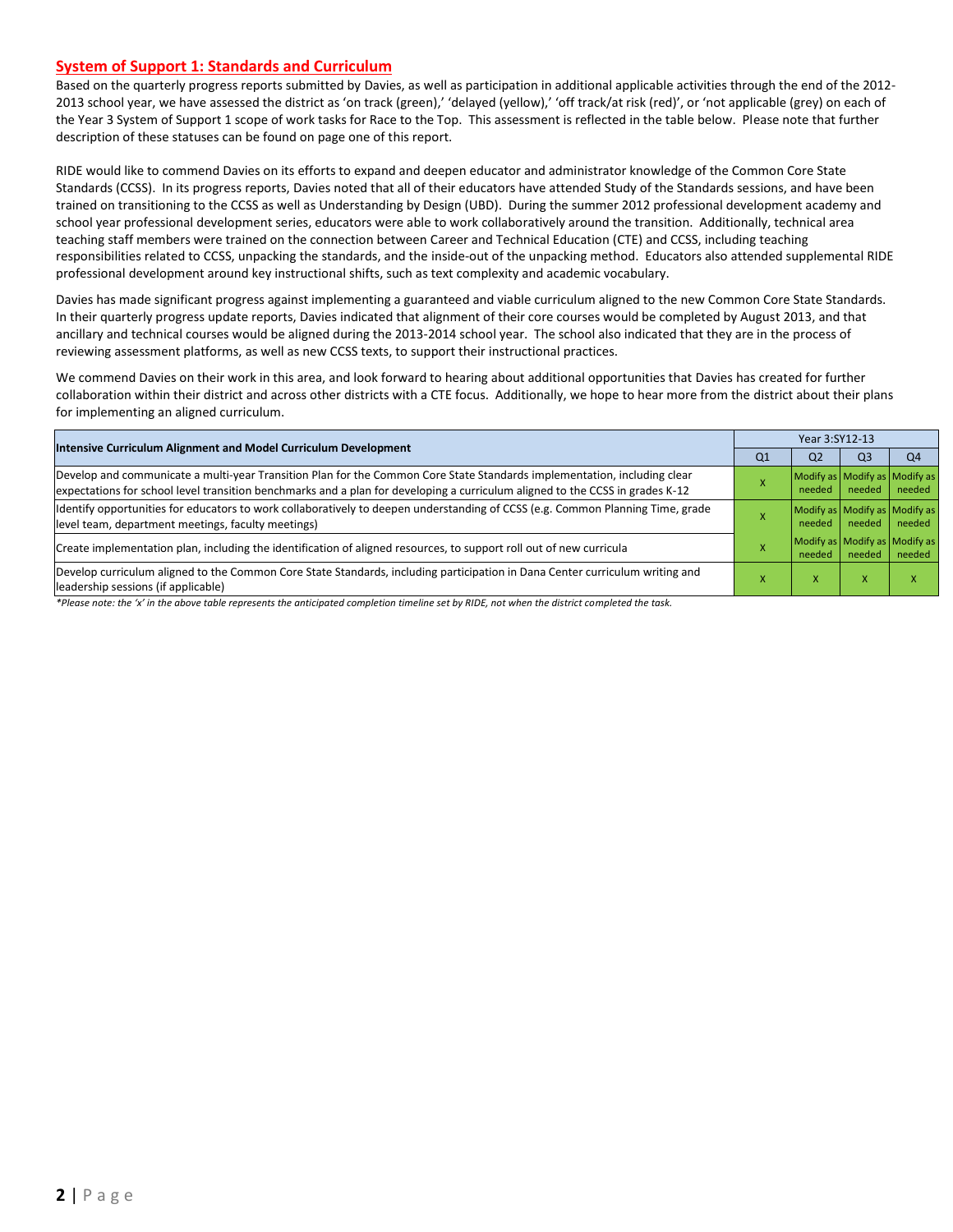## System of Support 1: Standards and Curriculum

Based on the quarterly progress reports submitted by Davies, as well as participation in additional applicable activities through the end of the 2012-2013 school year, we have assessed the district as 'on track (green),' 'delayed (yellow),' 'off track/at risk (red)', or 'not applicable (grey) on each of the Year 3 System of Support 1 scope of work tasks for Race to the Top. This assessment is reflected in the table below. Please note that further description of these statuses can be found on page one of this report.

RIDE would like to commend Davies on its efforts to expand and deepen educator and administrator knowledge of the Common Core State Standards (CCSS). In its progress reports, Davies noted that all of their educators have attended Study of the Standards sessions, and have been trained on transitioning to the CCSS as well as Understanding by Design (UBD). During the summer 2012 professional development academy and school year professional development series, educators were able to work collaboratively around the transition. Additionally, technical area teaching staff members were trained on the connection between Career and Technical Education (CTE) and CCSS, including teaching responsibilities related to CCSS, unpacking the standards, and the inside-out of the unpacking method. Educators also attended supplemental RIDE professional development around key instructional shifts, such as text complexity and academic vocabulary.

Davies has made significant progress against implementing a guaranteed and viable curriculum aligned to the new Common Core State Standards. In their quarterly progress update reports, Davies indicated that alignment of their core courses would be completed by August 2013, and that ancillary and technical courses would be aligned during the 2013-2014 school year. The school also indicated that they are in the process of reviewing assessment platforms, as well as new CCSS texts, to support their instructional practices.

We commend Davies on their work in this area, and look forward to hearing about additional opportunities that Davies has created for further collaboration within their district and across other districts with a CTE focus. Additionally, we hope to hear more from the district about their plans for implementing an aligned curriculum.

| Intensive Curriculum Alignment and Model Curriculum Development | Year 3:SY12-13 | | | |
|---|---|---|---|---|
| | Q1 | Q2 | Q3 | Q4 |
| Develop and communicate a multi-year Transition Plan for the Common Core State Standards implementation, including clear expectations for school level transition benchmarks and a plan for developing a curriculum aligned to the CCSS in grades K-12 | X | Modify as needed | Modify as needed | Modify as needed |
| Identify opportunities for educators to work collaboratively to deepen understanding of CCSS (e.g. Common Planning Time, grade level team, department meetings, faculty meetings) | X | Modify as needed | Modify as needed | Modify as needed |
| Create implementation plan, including the identification of aligned resources, to support roll out of new curricula | X | Modify as needed | Modify as needed | Modify as needed |
| Develop curriculum aligned to the Common Core State Standards, including participation in Dana Center curriculum writing and leadership sessions (if applicable) | X | X | X | X |

*\*Please note: the 'x' in the above table represents the anticipated completion timeline set by RIDE, not when the district completed the task.*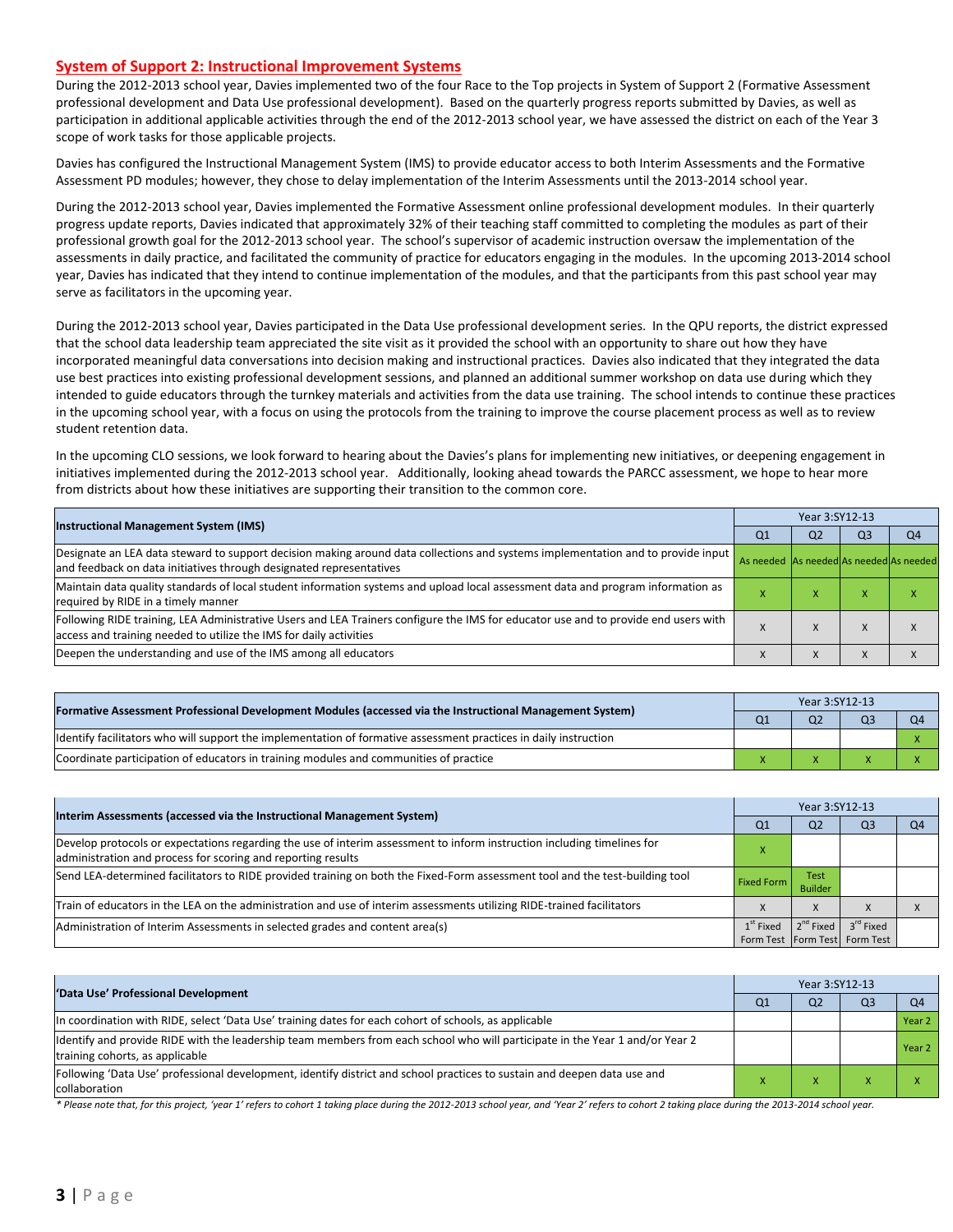## System of Support 2: Instructional Improvement Systems

During the 2012-2013 school year, Davies implemented two of the four Race to the Top projects in System of Support 2 (Formative Assessment professional development and Data Use professional development). Based on the quarterly progress reports submitted by Davies, as well as participation in additional applicable activities through the end of the 2012-2013 school year, we have assessed the district on each of the Year 3 scope of work tasks for those applicable projects.

Davies has configured the Instructional Management System (IMS) to provide educator access to both Interim Assessments and the Formative Assessment PD modules; however, they chose to delay implementation of the Interim Assessments until the 2013-2014 school year.

During the 2012-2013 school year, Davies implemented the Formative Assessment online professional development modules. In their quarterly progress update reports, Davies indicated that approximately 32% of their teaching staff committed to completing the modules as part of their professional growth goal for the 2012-2013 school year. The school's supervisor of academic instruction oversaw the implementation of the assessments in daily practice, and facilitated the community of practice for educators engaging in the modules. In the upcoming 2013-2014 school year, Davies has indicated that they intend to continue implementation of the modules, and that the participants from this past school year may serve as facilitators in the upcoming year.

During the 2012-2013 school year, Davies participated in the Data Use professional development series. In the QPU reports, the district expressed that the school data leadership team appreciated the site visit as it provided the school with an opportunity to share out how they have incorporated meaningful data conversations into decision making and instructional practices. Davies also indicated that they integrated the data use best practices into existing professional development sessions, and planned an additional summer workshop on data use during which they intended to guide educators through the turnkey materials and activities from the data use training. The school intends to continue these practices in the upcoming school year, with a focus on using the protocols from the training to improve the course placement process as well as to review student retention data.

In the upcoming CLO sessions, we look forward to hearing about the Davies's plans for implementing new initiatives, or deepening engagement in initiatives implemented during the 2012-2013 school year. Additionally, looking ahead towards the PARCC assessment, we hope to hear more from districts about how these initiatives are supporting their transition to the common core.

| Instructional Management System (IMS) | Year 3:SY12-13 | | | |
|---|---|---|---|---|
| | Q1 | Q2 | Q3 | Q4 |
| Designate an LEA data steward to support decision making around data collections and systems implementation and to provide input and feedback on data initiatives through designated representatives | As needed | As needed | As needed | As needed |
| Maintain data quality standards of local student information systems and upload local assessment data and program information as required by RIDE in a timely manner | x | x | x | x |
| Following RIDE training, LEA Administrative Users and LEA Trainers configure the IMS for educator use and to provide end users with access and training needed to utilize the IMS for daily activities | x | x | x | x |
| Deepen the understanding and use of the IMS among all educators | x | x | x | x |

| Formative Assessment Professional Development Modules (accessed via the Instructional Management System) | Year 3:SY12-13 | | | |
|---|---|---|---|---|
| | Q1 | Q2 | Q3 | Q4 |
| Identify facilitators who will support the implementation of formative assessment practices in daily instruction | | | | x |
| Coordinate participation of educators in training modules and communities of practice | x | x | x | x |

| Interim Assessments (accessed via the Instructional Management System) | Year 3:SY12-13 | | | |
|---|---|---|---|---|
| | Q1 | Q2 | Q3 | Q4 |
| Develop protocols or expectations regarding the use of interim assessment to inform instruction including timelines for administration and process for scoring and reporting results | x | | | |
| Send LEA-determined facilitators to RIDE provided training on both the Fixed-Form assessment tool and the test-building tool | Fixed Form | Test Builder | | |
| Train of educators in the LEA on the administration and use of interim assessments utilizing RIDE-trained facilitators | x | x | x | x |
| Administration of Interim Assessments in selected grades and content area(s) | 1st Fixed Form Test | 2nd Fixed Form Test | 3rd Fixed Form Test | |

| 'Data Use' Professional Development | Year 3:SY12-13 | | | |
|---|---|---|---|---|
| | Q1 | Q2 | Q3 | Q4 |
| In coordination with RIDE, select 'Data Use' training dates for each cohort of schools, as applicable | | | | Year 2 |
| Identify and provide RIDE with the leadership team members from each school who will participate in the Year 1 and/or Year 2 training cohorts, as applicable | | | | Year 2 |
| Following 'Data Use' professional development, identify district and school practices to sustain and deepen data use and collaboration | x | x | x | x |

*\* Please note that, for this project, 'year 1' refers to cohort 1 taking place during the 2012-2013 school year, and 'Year 2' refers to cohort 2 taking place during the 2013-2014 school year.*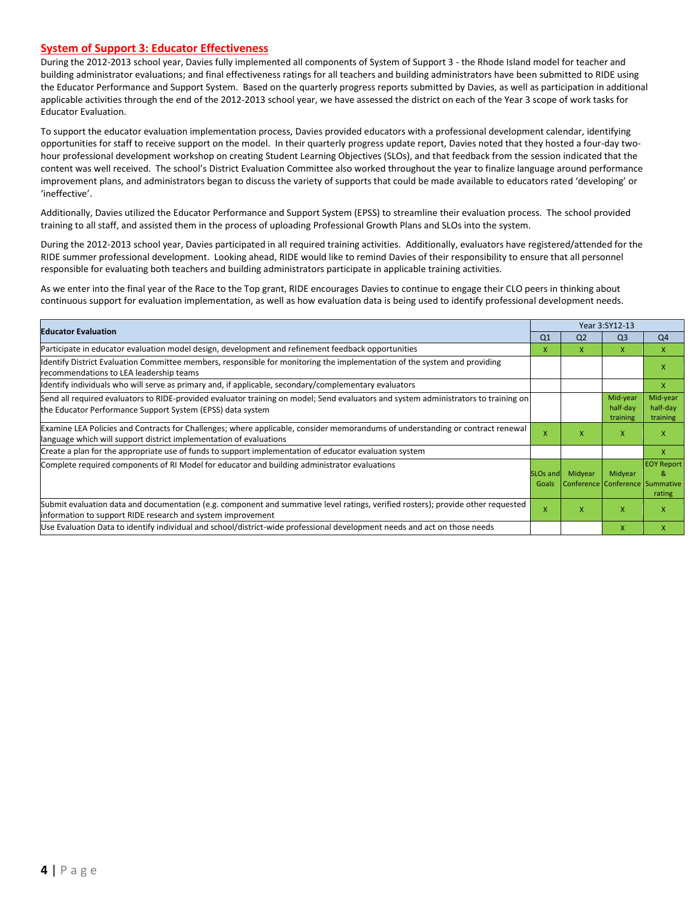## System of Support 3: Educator Effectiveness

During the 2012-2013 school year, Davies fully implemented all components of System of Support 3 - the Rhode Island model for teacher and building administrator evaluations; and final effectiveness ratings for all teachers and building administrators have been submitted to RIDE using the Educator Performance and Support System. Based on the quarterly progress reports submitted by Davies, as well as participation in additional applicable activities through the end of the 2012-2013 school year, we have assessed the district on each of the Year 3 scope of work tasks for Educator Evaluation.

To support the educator evaluation implementation process, Davies provided educators with a professional development calendar, identifying opportunities for staff to receive support on the model. In their quarterly progress update report, Davies noted that they hosted a four-day two-hour professional development workshop on creating Student Learning Objectives (SLOs), and that feedback from the session indicated that the content was well received. The school's District Evaluation Committee also worked throughout the year to finalize language around performance improvement plans, and administrators began to discuss the variety of supports that could be made available to educators rated 'developing' or 'ineffective'.

Additionally, Davies utilized the Educator Performance and Support System (EPSS) to streamline their evaluation process. The school provided training to all staff, and assisted them in the process of uploading Professional Growth Plans and SLOs into the system.

During the 2012-2013 school year, Davies participated in all required training activities. Additionally, evaluators have registered/attended for the RIDE summer professional development. Looking ahead, RIDE would like to remind Davies of their responsibility to ensure that all personnel responsible for evaluating both teachers and building administrators participate in applicable training activities.

As we enter into the final year of the Race to the Top grant, RIDE encourages Davies to continue to engage their CLO peers in thinking about continuous support for evaluation implementation, as well as how evaluation data is being used to identify professional development needs.

| Educator Evaluation | Year 3:SY12-13 | | | |
|---|---|---|---|---|
| | Q1 | Q2 | Q3 | Q4 |
| Participate in educator evaluation model design, development and refinement feedback opportunities | x | x | x | x |
| Identify District Evaluation Committee members, responsible for monitoring the implementation of the system and providing recommendations to LEA leadership teams | | | | x |
| Identify individuals who will serve as primary and, if applicable, secondary/complementary evaluators | | | | x |
| Send all required evaluators to RIDE-provided evaluator training on model; Send evaluators and system administrators to training on the Educator Performance Support System (EPSS) data system | | | Mid-year half-day training | Mid-year half-day training |
| Examine LEA Policies and Contracts for Challenges; where applicable, consider memorandums of understanding or contract renewal language which will support district implementation of evaluations | x | x | x | x |
| Create a plan for the appropriate use of funds to support implementation of educator evaluation system | | | | x |
| Complete required components of RI Model for educator and building administrator evaluations | SLOs and Goals | Midyear Conference | Midyear Conference | EOY Report & Summative rating |
| Submit evaluation data and documentation (e.g. component and summative level ratings, verified rosters); provide other requested information to support RIDE research and system improvement | x | x | x | x |
| Use Evaluation Data to identify individual and school/district-wide professional development needs and act on those needs | | | x | x |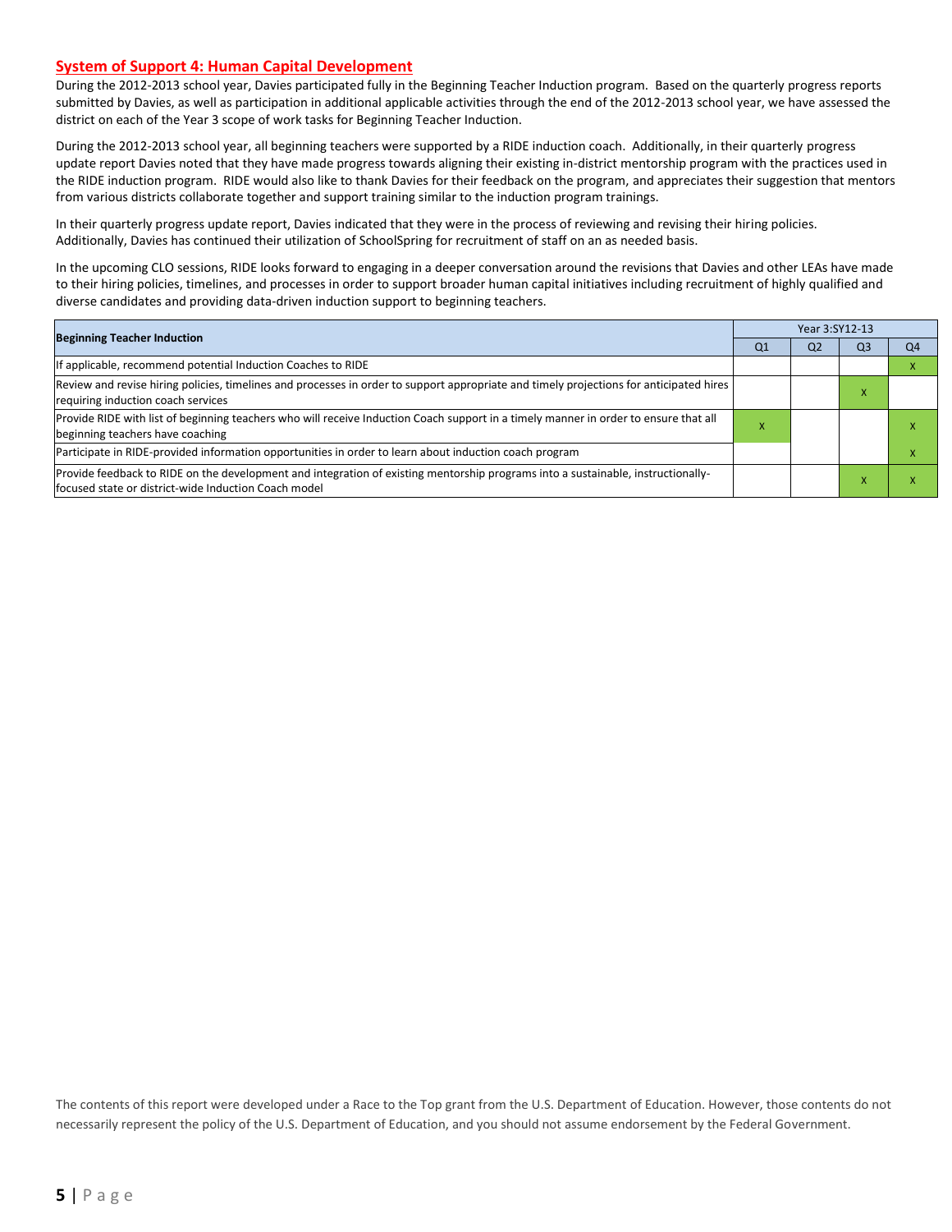## System of Support 4: Human Capital Development

During the 2012-2013 school year, Davies participated fully in the Beginning Teacher Induction program. Based on the quarterly progress reports submitted by Davies, as well as participation in additional applicable activities through the end of the 2012-2013 school year, we have assessed the district on each of the Year 3 scope of work tasks for Beginning Teacher Induction.

During the 2012-2013 school year, all beginning teachers were supported by a RIDE induction coach. Additionally, in their quarterly progress update report Davies noted that they have made progress towards aligning their existing in-district mentorship program with the practices used in the RIDE induction program. RIDE would also like to thank Davies for their feedback on the program, and appreciates their suggestion that mentors from various districts collaborate together and support training similar to the induction program trainings.

In their quarterly progress update report, Davies indicated that they were in the process of reviewing and revising their hiring policies. Additionally, Davies has continued their utilization of SchoolSpring for recruitment of staff on an as needed basis.

In the upcoming CLO sessions, RIDE looks forward to engaging in a deeper conversation around the revisions that Davies and other LEAs have made to their hiring policies, timelines, and processes in order to support broader human capital initiatives including recruitment of highly qualified and diverse candidates and providing data-driven induction support to beginning teachers.

| Beginning Teacher Induction | Year 3:SY12-13 | | | |
|---|---|---|---|---|
| | Q1 | Q2 | Q3 | Q4 |
| If applicable, recommend potential Induction Coaches to RIDE | | | | x |
| Review and revise hiring policies, timelines and processes in order to support appropriate and timely projections for anticipated hires requiring induction coach services | | | x | |
| Provide RIDE with list of beginning teachers who will receive Induction Coach support in a timely manner in order to ensure that all beginning teachers have coaching | x | | | x |
| Participate in RIDE-provided information opportunities in order to learn about induction coach program | | | | x |
| Provide feedback to RIDE on the development and integration of existing mentorship programs into a sustainable, instructionally-focused state or district-wide Induction Coach model | | | x | x |

The contents of this report were developed under a Race to the Top grant from the U.S. Department of Education. However, those contents do not necessarily represent the policy of the U.S. Department of Education, and you should not assume endorsement by the Federal Government.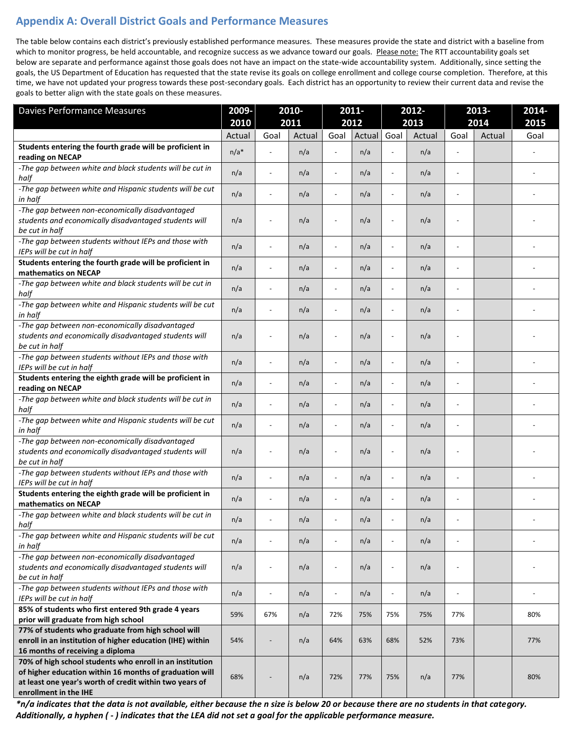## Appendix A: Overall District Goals and Performance Measures

The table below contains each district's previously established performance measures. These measures provide the state and district with a baseline from which to monitor progress, be held accountable, and recognize success as we advance toward our goals. Please note: The RTT accountability goals set below are separate and performance against those goals does not have an impact on the state-wide accountability system. Additionally, since setting the goals, the US Department of Education has requested that the state revise its goals on college enrollment and college course completion. Therefore, at this time, we have not updated your progress towards these post-secondary goals. Each district has an opportunity to review their current data and revise the goals to better align with the state goals on these measures.

| Davies Performance Measures | 2009-2010 | 2010-2011 | | 2011-2012 | | 2012-2013 | | 2013-2014 | | 2014-2015 |
|---|---|---|---|---|---|---|---|---|---|---|
| | Actual | Goal | Actual | Goal | Actual | Goal | Actual | Goal | Actual | Goal |
| **Students entering the fourth grade will be proficient in reading on NECAP** | n/a* | - | n/a | - | n/a | - | n/a | - | | - |
| *-The gap between white and black students will be cut in half* | n/a | - | n/a | - | n/a | - | n/a | - | | - |
| *-The gap between white and Hispanic students will be cut in half* | n/a | - | n/a | - | n/a | - | n/a | - | | - |
| *-The gap between non-economically disadvantaged students and economically disadvantaged students will be cut in half* | n/a | - | n/a | - | n/a | - | n/a | - | | - |
| *-The gap between students without IEPs and those with IEPs will be cut in half* | n/a | - | n/a | - | n/a | - | n/a | - | | - |
| **Students entering the fourth grade will be proficient in mathematics on NECAP** | n/a | - | n/a | - | n/a | - | n/a | - | | - |
| *-The gap between white and black students will be cut in half* | n/a | - | n/a | - | n/a | - | n/a | - | | - |
| *-The gap between white and Hispanic students will be cut in half* | n/a | - | n/a | - | n/a | - | n/a | - | | - |
| *-The gap between non-economically disadvantaged students and economically disadvantaged students will be cut in half* | n/a | - | n/a | - | n/a | - | n/a | - | | - |
| *-The gap between students without IEPs and those with IEPs will be cut in half* | n/a | - | n/a | - | n/a | - | n/a | - | | - |
| **Students entering the eighth grade will be proficient in reading on NECAP** | n/a | - | n/a | - | n/a | - | n/a | - | | - |
| *-The gap between white and black students will be cut in half* | n/a | - | n/a | - | n/a | - | n/a | - | | - |
| *-The gap between white and Hispanic students will be cut in half* | n/a | - | n/a | - | n/a | - | n/a | - | | - |
| *-The gap between non-economically disadvantaged students and economically disadvantaged students will be cut in half* | n/a | - | n/a | - | n/a | - | n/a | - | | - |
| *-The gap between students without IEPs and those with IEPs will be cut in half* | n/a | - | n/a | - | n/a | - | n/a | - | | - |
| **Students entering the eighth grade will be proficient in mathematics on NECAP** | n/a | - | n/a | - | n/a | - | n/a | - | | - |
| *-The gap between white and black students will be cut in half* | n/a | - | n/a | - | n/a | - | n/a | - | | - |
| *-The gap between white and Hispanic students will be cut in half* | n/a | - | n/a | - | n/a | - | n/a | - | | - |
| *-The gap between non-economically disadvantaged students and economically disadvantaged students will be cut in half* | n/a | - | n/a | - | n/a | - | n/a | - | | - |
| *-The gap between students without IEPs and those with IEPs will be cut in half* | n/a | - | n/a | - | n/a | - | n/a | - | | - |
| **85% of students who first entered 9th grade 4 years prior will graduate from high school** | 59% | 67% | n/a | 72% | 75% | 75% | 75% | 77% | | 80% |
| **77% of students who graduate from high school will enroll in an institution of higher education (IHE) within 16 months of receiving a diploma** | 54% | - | n/a | 64% | 63% | 68% | 52% | 73% | | 77% |
| **70% of high school students who enroll in an institution of higher education within 16 months of graduation will at least one year's worth of credit within two years of enrollment in the IHE** | 68% | - | n/a | 72% | 77% | 75% | n/a | 77% | | 80% |

***n/a indicates that the data is not available, either because the n size is below 20 or because there are no students in that category. Additionally, a hyphen ( - ) indicates that the LEA did not set a goal for the applicable performance measure.***